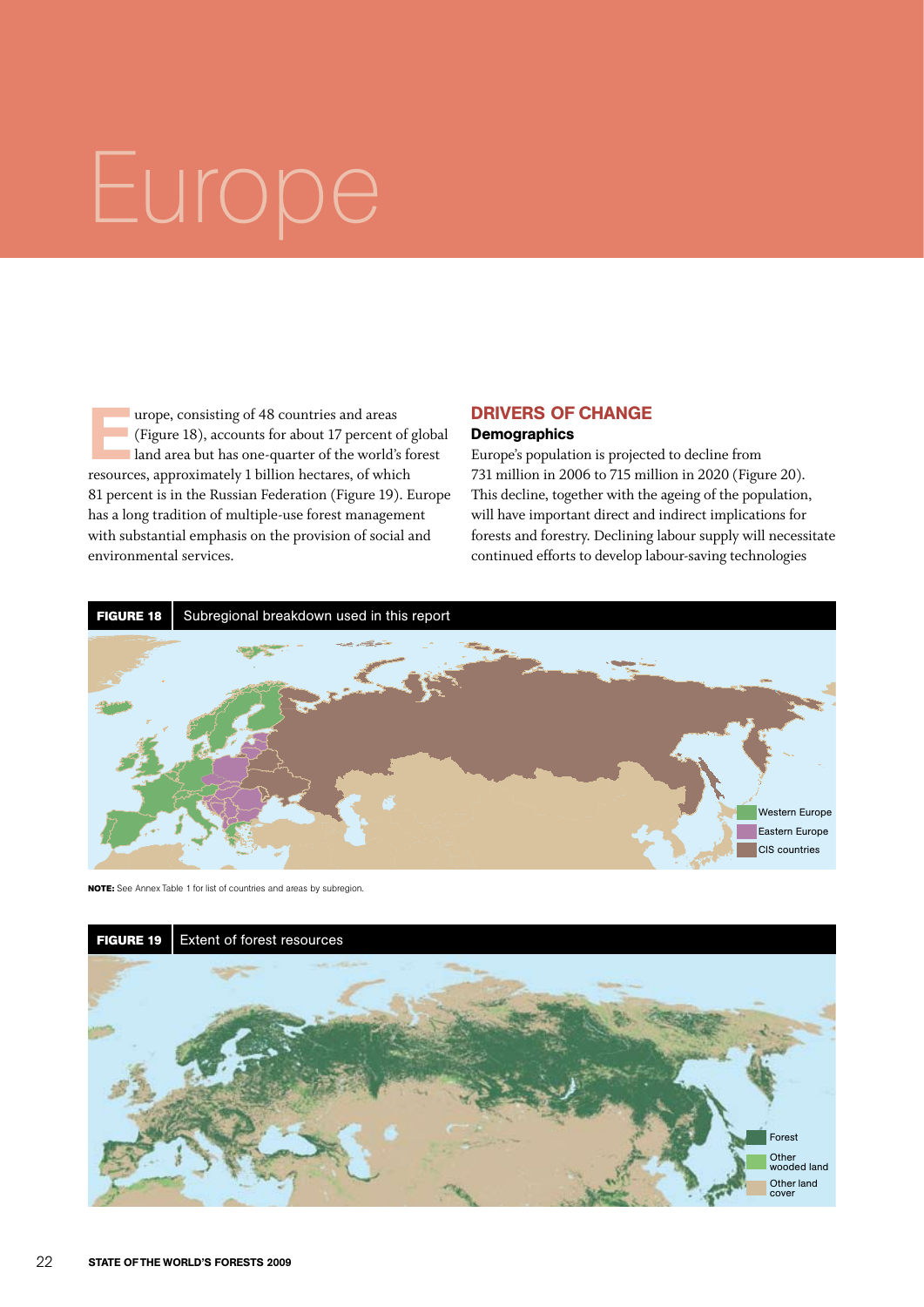# Europe

Europe, consisting of 48 countries and areas (Figure 18), accounts for about 17 percent of global land area but has one-quarter of the world's forest resources, approximately 1 billion hectares, of which 81 percent is in the Russian Federation (Figure 19). Europe has a long tradition of multiple-use forest management with substantial emphasis on the provision of social and environmental services.

## DRIVERS OF CHANGE

### Demographics

Europe's population is projected to decline from 731 million in 2006 to 715 million in 2020 (Figure 20). This decline, together with the ageing of the population, will have important direct and indirect implications for forests and forestry. Declining labour supply will necessitate continued efforts to develop labour-saving technologies

**FIGURE 18** Subregional breakdown used in this report

Western Europe
Eastern Europe
CIS countries

**NOTE:** See Annex Table 1 for list of countries and areas by subregion.

**FIGURE 19** Extent of forest resources

Forest
Other wooded land
Other land cover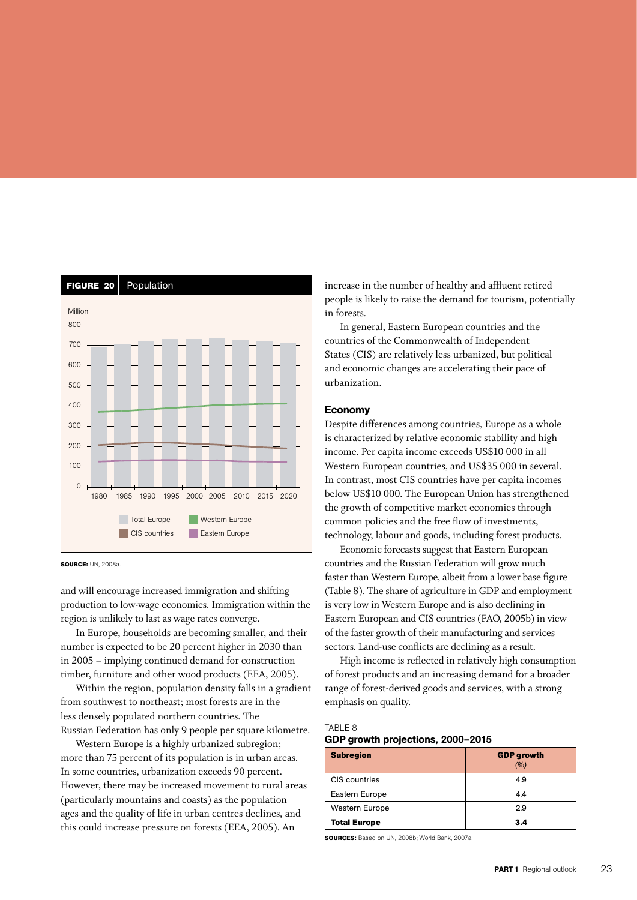**FIGURE 20** Population

SOURCE: UN, 2008a.

and will encourage increased immigration and shifting production to low-wage economies. Immigration within the region is unlikely to last as wage rates converge.

In Europe, households are becoming smaller, and their number is expected to be 20 percent higher in 2030 than in 2005 – implying continued demand for construction timber, furniture and other wood products (EEA, 2005).

Within the region, population density falls in a gradient from southwest to northeast; most forests are in the less densely populated northern countries. The Russian Federation has only 9 people per square kilometre.

Western Europe is a highly urbanized subregion; more than 75 percent of its population is in urban areas. In some countries, urbanization exceeds 90 percent. However, there may be increased movement to rural areas (particularly mountains and coasts) as the population ages and the quality of life in urban centres declines, and this could increase pressure on forests (EEA, 2005). An increase in the number of healthy and affluent retired people is likely to raise the demand for tourism, potentially in forests.

In general, Eastern European countries and the countries of the Commonwealth of Independent States (CIS) are relatively less urbanized, but political and economic changes are accelerating their pace of urbanization.

### Economy

Despite differences among countries, Europe as a whole is characterized by relative economic stability and high income. Per capita income exceeds US$10 000 in all Western European countries, and US$35 000 in several. In contrast, most CIS countries have per capita incomes below US$10 000. The European Union has strengthened the growth of competitive market economies through common policies and the free flow of investments, technology, labour and goods, including forest products.

Economic forecasts suggest that Eastern European countries and the Russian Federation will grow much faster than Western Europe, albeit from a lower base figure (Table 8). The share of agriculture in GDP and employment is very low in Western Europe and is also declining in Eastern European and CIS countries (FAO, 2005b) in view of the faster growth of their manufacturing and services sectors. Land-use conflicts are declining as a result.

High income is reflected in relatively high consumption of forest products and an increasing demand for a broader range of forest-derived goods and services, with a strong emphasis on quality.

TABLE 8
**GDP growth projections, 2000–2015**

| **Subregion** | **GDP growth** *(%)* |
|---|---|
| CIS countries | 4.9 |
| Eastern Europe | 4.4 |
| Western Europe | 2.9 |
| **Total Europe** | **3.4** |

SOURCES: Based on UN, 2008b; World Bank, 2007a.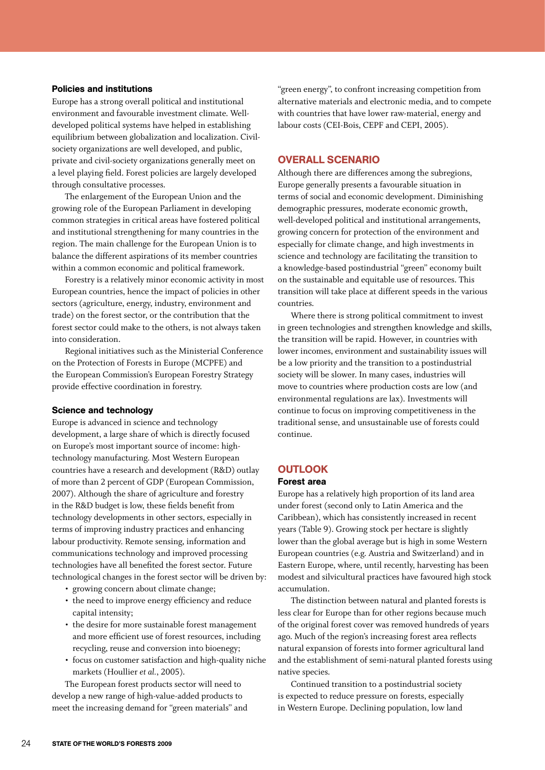### Policies and institutions

Europe has a strong overall political and institutional environment and favourable investment climate. Well-developed political systems have helped in establishing equilibrium between globalization and localization. Civil-society organizations are well developed, and public, private and civil-society organizations generally meet on a level playing field. Forest policies are largely developed through consultative processes.

The enlargement of the European Union and the growing role of the European Parliament in developing common strategies in critical areas have fostered political and institutional strengthening for many countries in the region. The main challenge for the European Union is to balance the different aspirations of its member countries within a common economic and political framework.

Forestry is a relatively minor economic activity in most European countries, hence the impact of policies in other sectors (agriculture, energy, industry, environment and trade) on the forest sector, or the contribution that the forest sector could make to the others, is not always taken into consideration.

Regional initiatives such as the Ministerial Conference on the Protection of Forests in Europe (MCPFE) and the European Commission's European Forestry Strategy provide effective coordination in forestry.

### Science and technology

Europe is advanced in science and technology development, a large share of which is directly focused on Europe's most important source of income: high-technology manufacturing. Most Western European countries have a research and development (R&D) outlay of more than 2 percent of GDP (European Commission, 2007). Although the share of agriculture and forestry in the R&D budget is low, these fields benefit from technology developments in other sectors, especially in terms of improving industry practices and enhancing labour productivity. Remote sensing, information and communications technology and improved processing technologies have all benefited the forest sector. Future technological changes in the forest sector will be driven by:

- growing concern about climate change;
- the need to improve energy efficiency and reduce capital intensity;
- the desire for more sustainable forest management and more efficient use of forest resources, including recycling, reuse and conversion into bioenegy;
- focus on customer satisfaction and high-quality niche markets (Houllier *et al.*, 2005).

The European forest products sector will need to develop a new range of high-value-added products to meet the increasing demand for "green materials" and "green energy", to confront increasing competition from alternative materials and electronic media, and to compete with countries that have lower raw-material, energy and labour costs (CEI-Bois, CEPF and CEPI, 2005).

## OVERALL SCENARIO

Although there are differences among the subregions, Europe generally presents a favourable situation in terms of social and economic development. Diminishing demographic pressures, moderate economic growth, well-developed political and institutional arrangements, growing concern for protection of the environment and especially for climate change, and high investments in science and technology are facilitating the transition to a knowledge-based postindustrial "green" economy built on the sustainable and equitable use of resources. This transition will take place at different speeds in the various countries.

Where there is strong political commitment to invest in green technologies and strengthen knowledge and skills, the transition will be rapid. However, in countries with lower incomes, environment and sustainability issues will be a low priority and the transition to a postindustrial society will be slower. In many cases, industries will move to countries where production costs are low (and environmental regulations are lax). Investments will continue to focus on improving competitiveness in the traditional sense, and unsustainable use of forests could continue.

## OUTLOOK

### Forest area

Europe has a relatively high proportion of its land area under forest (second only to Latin America and the Caribbean), which has consistently increased in recent years (Table 9). Growing stock per hectare is slightly lower than the global average but is high in some Western European countries (e.g. Austria and Switzerland) and in Eastern Europe, where, until recently, harvesting has been modest and silvicultural practices have favoured high stock accumulation.

The distinction between natural and planted forests is less clear for Europe than for other regions because much of the original forest cover was removed hundreds of years ago. Much of the region's increasing forest area reflects natural expansion of forests into former agricultural land and the establishment of semi-natural planted forests using native species.

Continued transition to a postindustrial society is expected to reduce pressure on forests, especially in Western Europe. Declining population, low land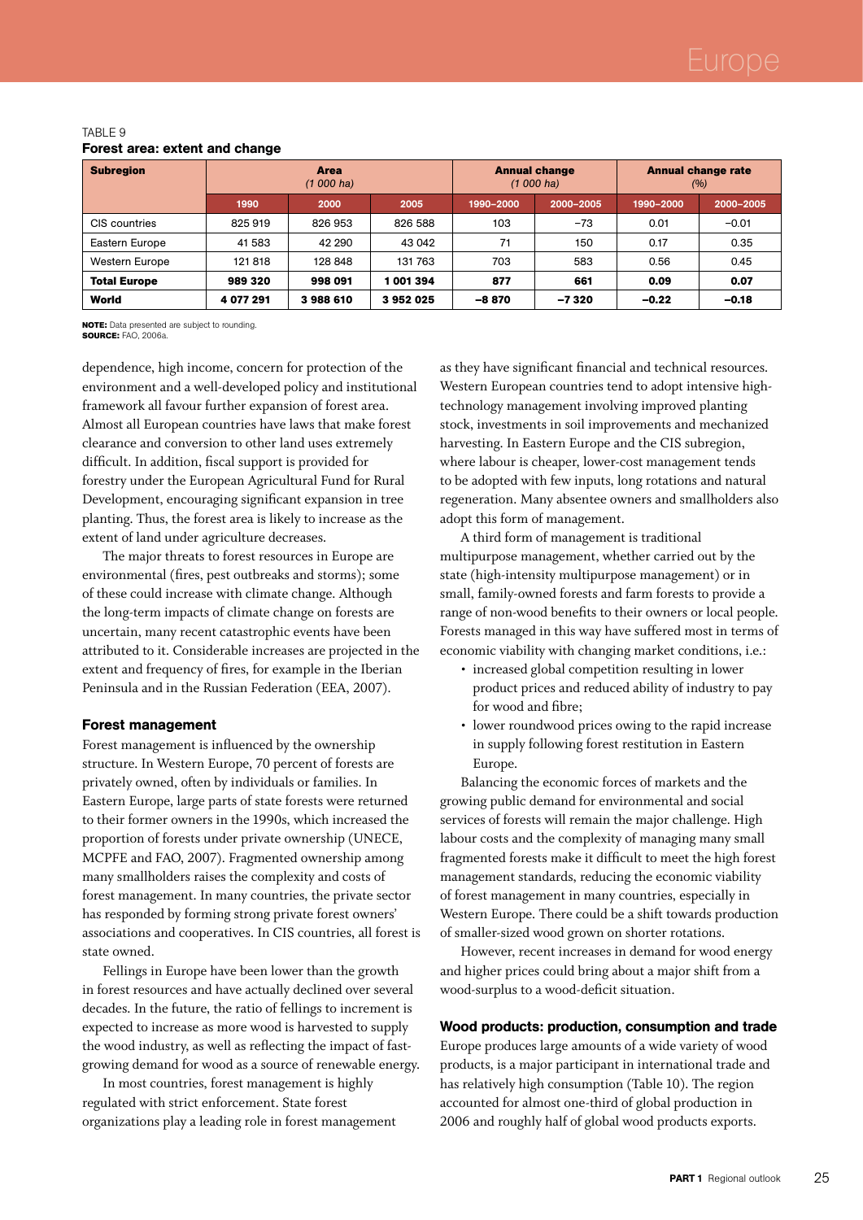TABLE 9

**Forest area: extent and change**

| Subregion | Area *(1 000 ha)* | | | Annual change *(1 000 ha)* | | Annual change rate *(%)* | |
|---|---|---|---|---|---|---|---|
| | 1990 | 2000 | 2005 | 1990–2000 | 2000–2005 | 1990–2000 | 2000–2005 |
| CIS countries | 825 919 | 826 953 | 826 588 | 103 | −73 | 0.01 | −0.01 |
| Eastern Europe | 41 583 | 42 290 | 43 042 | 71 | 150 | 0.17 | 0.35 |
| Western Europe | 121 818 | 128 848 | 131 763 | 703 | 583 | 0.56 | 0.45 |
| **Total Europe** | **989 320** | **998 091** | **1 001 394** | **877** | **661** | **0.09** | **0.07** |
| **World** | **4 077 291** | **3 988 610** | **3 952 025** | **−8 870** | **−7 320** | **−0.22** | **−0.18** |

**NOTE:** Data presented are subject to rounding.
**SOURCE:** FAO, 2006a.

dependence, high income, concern for protection of the environment and a well-developed policy and institutional framework all favour further expansion of forest area. Almost all European countries have laws that make forest clearance and conversion to other land uses extremely difficult. In addition, fiscal support is provided for forestry under the European Agricultural Fund for Rural Development, encouraging significant expansion in tree planting. Thus, the forest area is likely to increase as the extent of land under agriculture decreases.

The major threats to forest resources in Europe are environmental (fires, pest outbreaks and storms); some of these could increase with climate change. Although the long-term impacts of climate change on forests are uncertain, many recent catastrophic events have been attributed to it. Considerable increases are projected in the extent and frequency of fires, for example in the Iberian Peninsula and in the Russian Federation (EEA, 2007).

## Forest management

Forest management is influenced by the ownership structure. In Western Europe, 70 percent of forests are privately owned, often by individuals or families. In Eastern Europe, large parts of state forests were returned to their former owners in the 1990s, which increased the proportion of forests under private ownership (UNECE, MCPFE and FAO, 2007). Fragmented ownership among many smallholders raises the complexity and costs of forest management. In many countries, the private sector has responded by forming strong private forest owners' associations and cooperatives. In CIS countries, all forest is state owned.

Fellings in Europe have been lower than the growth in forest resources and have actually declined over several decades. In the future, the ratio of fellings to increment is expected to increase as more wood is harvested to supply the wood industry, as well as reflecting the impact of fast-growing demand for wood as a source of renewable energy.

In most countries, forest management is highly regulated with strict enforcement. State forest organizations play a leading role in forest management as they have significant financial and technical resources. Western European countries tend to adopt intensive high-technology management involving improved planting stock, investments in soil improvements and mechanized harvesting. In Eastern Europe and the CIS subregion, where labour is cheaper, lower-cost management tends to be adopted with few inputs, long rotations and natural regeneration. Many absentee owners and smallholders also adopt this form of management.

A third form of management is traditional multipurpose management, whether carried out by the state (high-intensity multipurpose management) or in small, family-owned forests and farm forests to provide a range of non-wood benefits to their owners or local people. Forests managed in this way have suffered most in terms of economic viability with changing market conditions, i.e.:

- increased global competition resulting in lower product prices and reduced ability of industry to pay for wood and fibre;
- lower roundwood prices owing to the rapid increase in supply following forest restitution in Eastern Europe.

Balancing the economic forces of markets and the growing public demand for environmental and social services of forests will remain the major challenge. High labour costs and the complexity of managing many small fragmented forests make it difficult to meet the high forest management standards, reducing the economic viability of forest management in many countries, especially in Western Europe. There could be a shift towards production of smaller-sized wood grown on shorter rotations.

However, recent increases in demand for wood energy and higher prices could bring about a major shift from a wood-surplus to a wood-deficit situation.

## Wood products: production, consumption and trade

Europe produces large amounts of a wide variety of wood products, is a major participant in international trade and has relatively high consumption (Table 10). The region accounted for almost one-third of global production in 2006 and roughly half of global wood products exports.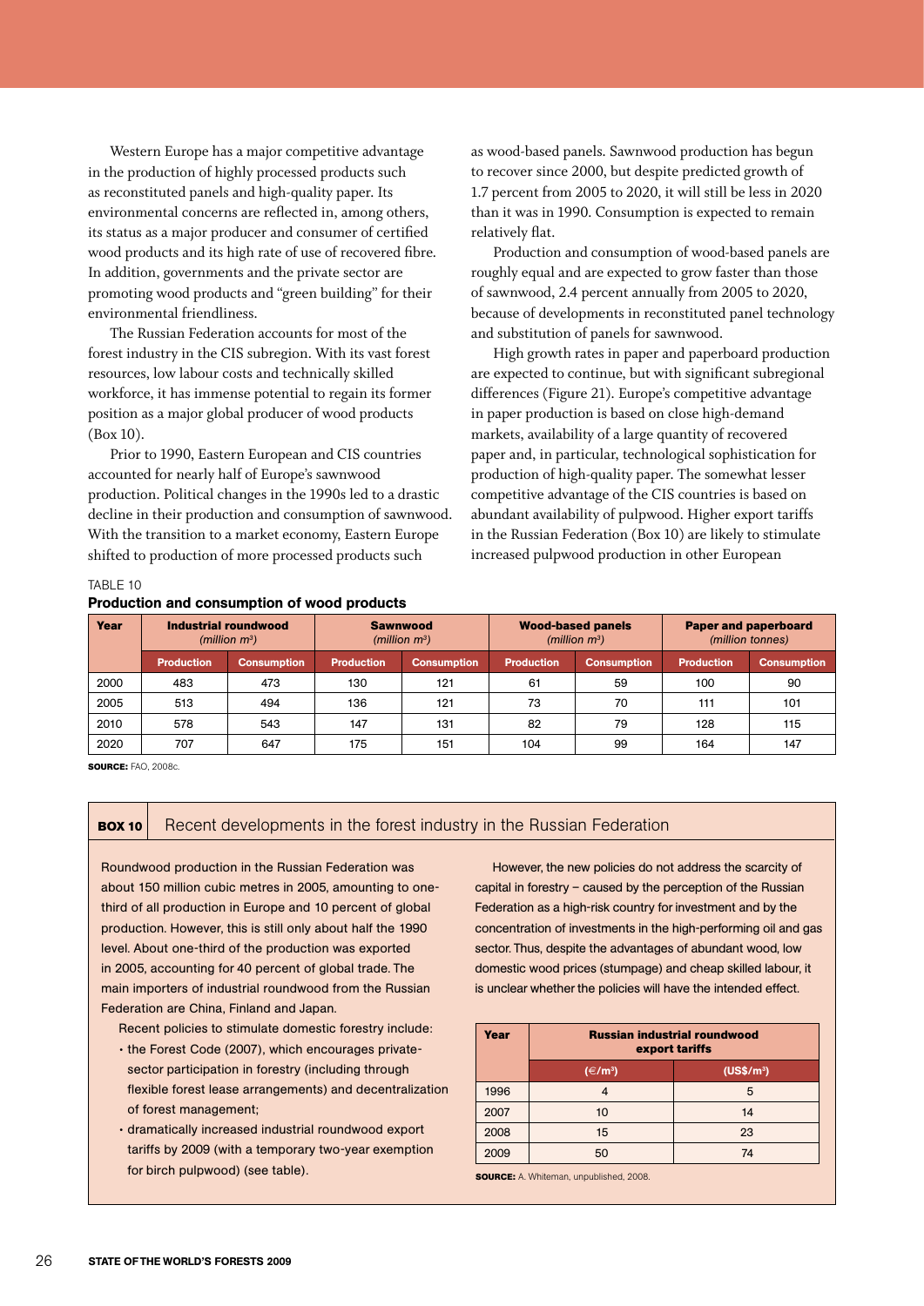Western Europe has a major competitive advantage in the production of highly processed products such as reconstituted panels and high-quality paper. Its environmental concerns are reflected in, among others, its status as a major producer and consumer of certified wood products and its high rate of use of recovered fibre. In addition, governments and the private sector are promoting wood products and "green building" for their environmental friendliness.

The Russian Federation accounts for most of the forest industry in the CIS subregion. With its vast forest resources, low labour costs and technically skilled workforce, it has immense potential to regain its former position as a major global producer of wood products (Box 10).

Prior to 1990, Eastern European and CIS countries accounted for nearly half of Europe's sawnwood production. Political changes in the 1990s led to a drastic decline in their production and consumption of sawnwood. With the transition to a market economy, Eastern Europe shifted to production of more processed products such as wood-based panels. Sawnwood production has begun to recover since 2000, but despite predicted growth of 1.7 percent from 2005 to 2020, it will still be less in 2020 than it was in 1990. Consumption is expected to remain relatively flat.

Production and consumption of wood-based panels are roughly equal and are expected to grow faster than those of sawnwood, 2.4 percent annually from 2005 to 2020, because of developments in reconstituted panel technology and substitution of panels for sawnwood.

High growth rates in paper and paperboard production are expected to continue, but with significant subregional differences (Figure 21). Europe's competitive advantage in paper production is based on close high-demand markets, availability of a large quantity of recovered paper and, in particular, technological sophistication for production of high-quality paper. The somewhat lesser competitive advantage of the CIS countries is based on abundant availability of pulpwood. Higher export tariffs in the Russian Federation (Box 10) are likely to stimulate increased pulpwood production in other European

TABLE 10

**Production and consumption of wood products**

| Year | Industrial roundwood *(million m³)* | | Sawnwood *(million m³)* | | Wood-based panels *(million m³)* | | Paper and paperboard *(million tonnes)* | |
|---|---|---|---|---|---|---|---|---|
| | Production | Consumption | Production | Consumption | Production | Consumption | Production | Consumption |
| 2000 | 483 | 473 | 130 | 121 | 61 | 59 | 100 | 90 |
| 2005 | 513 | 494 | 136 | 121 | 73 | 70 | 111 | 101 |
| 2010 | 578 | 543 | 147 | 131 | 82 | 79 | 128 | 115 |
| 2020 | 707 | 647 | 175 | 151 | 104 | 99 | 164 | 147 |

**SOURCE:** FAO, 2008c.

**BOX 10** Recent developments in the forest industry in the Russian Federation

Roundwood production in the Russian Federation was about 150 million cubic metres in 2005, amounting to one-third of all production in Europe and 10 percent of global production. However, this is still only about half the 1990 level. About one-third of the production was exported in 2005, accounting for 40 percent of global trade. The main importers of industrial roundwood from the Russian Federation are China, Finland and Japan.

Recent policies to stimulate domestic forestry include:

- the Forest Code (2007), which encourages private-sector participation in forestry (including through flexible forest lease arrangements) and decentralization of forest management;
- dramatically increased industrial roundwood export tariffs by 2009 (with a temporary two-year exemption for birch pulpwood) (see table).

However, the new policies do not address the scarcity of capital in forestry – caused by the perception of the Russian Federation as a high-risk country for investment and by the concentration of investments in the high-performing oil and gas sector. Thus, despite the advantages of abundant wood, low domestic wood prices (stumpage) and cheap skilled labour, it is unclear whether the policies will have the intended effect.

| Year | Russian industrial roundwood export tariffs | |
|---|---|---|
| | (€/m³) | (US$/m³) |
| 1996 | 4 | 5 |
| 2007 | 10 | 14 |
| 2008 | 15 | 23 |
| 2009 | 50 | 74 |

**SOURCE:** A. Whiteman, unpublished, 2008.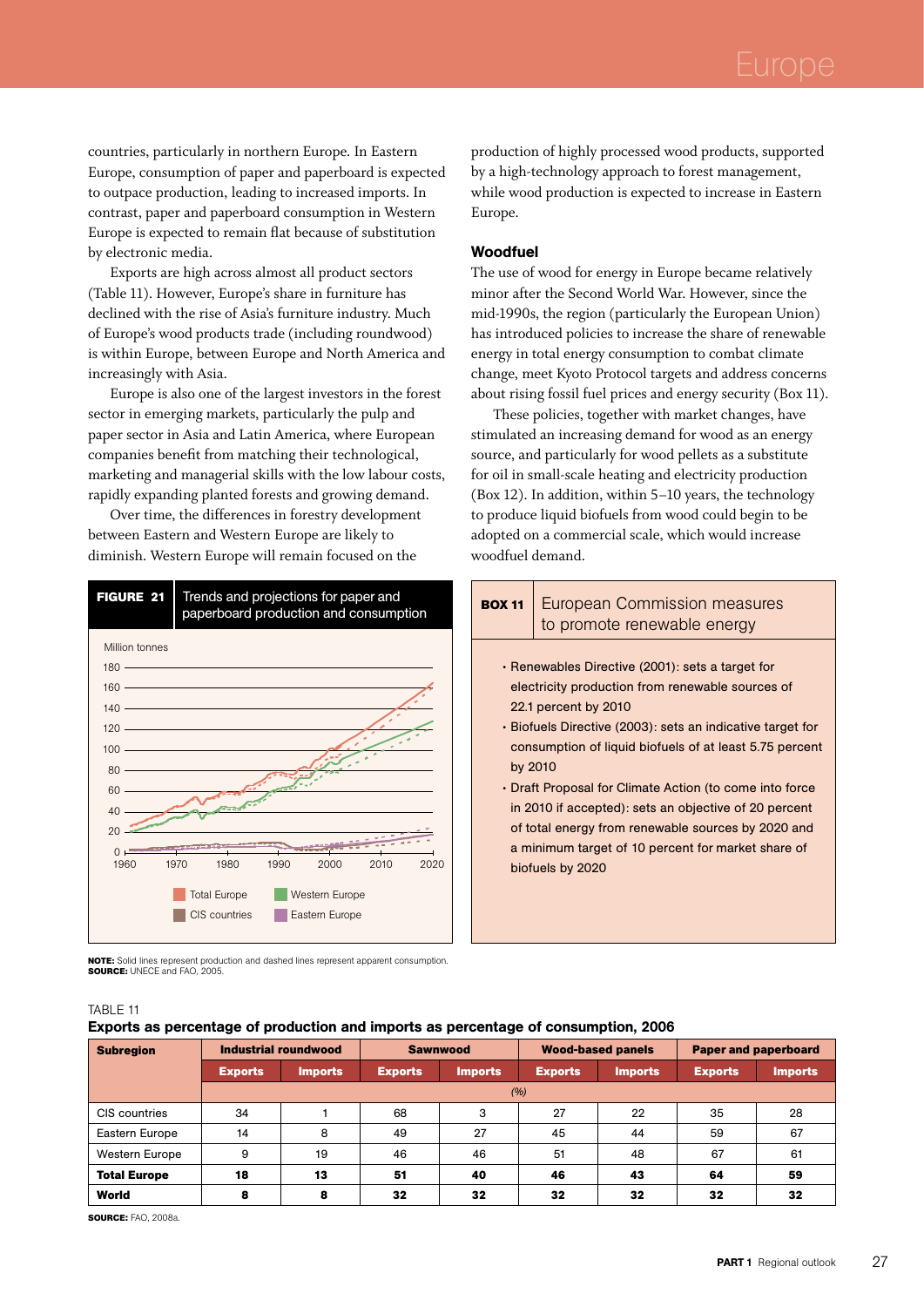countries, particularly in northern Europe. In Eastern Europe, consumption of paper and paperboard is expected to outpace production, leading to increased imports. In contrast, paper and paperboard consumption in Western Europe is expected to remain flat because of substitution by electronic media.

Exports are high across almost all product sectors (Table 11). However, Europe's share in furniture has declined with the rise of Asia's furniture industry. Much of Europe's wood products trade (including roundwood) is within Europe, between Europe and North America and increasingly with Asia.

Europe is also one of the largest investors in the forest sector in emerging markets, particularly the pulp and paper sector in Asia and Latin America, where European companies benefit from matching their technological, marketing and managerial skills with the low labour costs, rapidly expanding planted forests and growing demand.

Over time, the differences in forestry development between Eastern and Western Europe are likely to diminish. Western Europe will remain focused on the production of highly processed wood products, supported by a high-technology approach to forest management, while wood production is expected to increase in Eastern Europe.

### Woodfuel

The use of wood for energy in Europe became relatively minor after the Second World War. However, since the mid-1990s, the region (particularly the European Union) has introduced policies to increase the share of renewable energy in total energy consumption to combat climate change, meet Kyoto Protocol targets and address concerns about rising fossil fuel prices and energy security (Box 11).

These policies, together with market changes, have stimulated an increasing demand for wood as an energy source, and particularly for wood pellets as a substitute for oil in small-scale heating and electricity production (Box 12). In addition, within 5–10 years, the technology to produce liquid biofuels from wood could begin to be adopted on a commercial scale, which would increase woodfuel demand.

**FIGURE 21** Trends and projections for paper and paperboard production and consumption

Million tonnes

180
160
140
120
100
80
60
40
20
0

1960 1970 1980 1990 2000 2010 2020

Total Europe
Western Europe
CIS countries
Eastern Europe

**NOTE:** Solid lines represent production and dashed lines represent apparent consumption.
**SOURCE:** UNECE and FAO, 2005.

**BOX 11** European Commission measures to promote renewable energy

- Renewables Directive (2001): sets a target for electricity production from renewable sources of 22.1 percent by 2010
- Biofuels Directive (2003): sets an indicative target for consumption of liquid biofuels of at least 5.75 percent by 2010
- Draft Proposal for Climate Action (to come into force in 2010 if accepted): sets an objective of 20 percent of total energy from renewable sources by 2020 and a minimum target of 10 percent for market share of biofuels by 2020

TABLE 11
**Exports as percentage of production and imports as percentage of consumption, 2006**

| Subregion | Industrial roundwood | | Sawnwood | | Wood-based panels | | Paper and paperboard | |
|---|---|---|---|---|---|---|---|---|
| | Exports | Imports | Exports | Imports | Exports | Imports | Exports | Imports |
| | (%) | | | | | | | |
| CIS countries | 34 | 1 | 68 | 3 | 27 | 22 | 35 | 28 |
| Eastern Europe | 14 | 8 | 49 | 27 | 45 | 44 | 59 | 67 |
| Western Europe | 9 | 19 | 46 | 46 | 51 | 48 | 67 | 61 |
| **Total Europe** | **18** | **13** | **51** | **40** | **46** | **43** | **64** | **59** |
| **World** | **8** | **8** | **32** | **32** | **32** | **32** | **32** | **32** |

**SOURCE:** FAO, 2008a.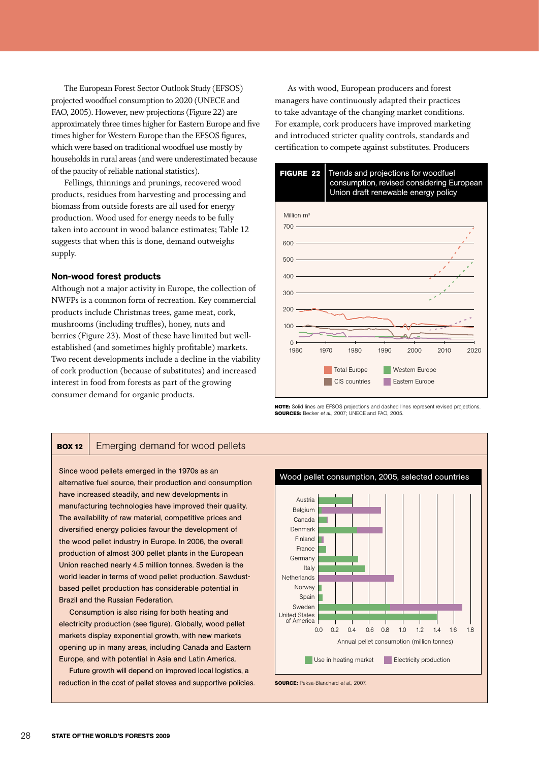The European Forest Sector Outlook Study (EFSOS) projected woodfuel consumption to 2020 (UNECE and FAO, 2005). However, new projections (Figure 22) are approximately three times higher for Eastern Europe and five times higher for Western Europe than the EFSOS figures, which were based on traditional woodfuel use mostly by households in rural areas (and were underestimated because of the paucity of reliable national statistics).

Fellings, thinnings and prunings, recovered wood products, residues from harvesting and processing and biomass from outside forests are all used for energy production. Wood used for energy needs to be fully taken into account in wood balance estimates; Table 12 suggests that when this is done, demand outweighs supply.

### Non-wood forest products

Although not a major activity in Europe, the collection of NWFPs is a common form of recreation. Key commercial products include Christmas trees, game meat, cork, mushrooms (including truffles), honey, nuts and berries (Figure 23). Most of these have limited but well-established (and sometimes highly profitable) markets. Two recent developments include a decline in the viability of cork production (because of substitutes) and increased interest in food from forests as part of the growing consumer demand for organic products.

As with wood, European producers and forest managers have continuously adapted their practices to take advantage of the changing market conditions. For example, cork producers have improved marketing and introduced stricter quality controls, standards and certification to compete against substitutes. Producers

**FIGURE 22** Trends and projections for woodfuel consumption, revised considering European Union draft renewable energy policy

Million m³

Total Europe | Western Europe | CIS countries | Eastern Europe

**NOTE:** Solid lines are EFSOS projections and dashed lines represent revised projections.
**SOURCES:** Becker *et al.*, 2007; UNECE and FAO, 2005.

**BOX 12** Emerging demand for wood pellets

Since wood pellets emerged in the 1970s as an alternative fuel source, their production and consumption have increased steadily, and new developments in manufacturing technologies have improved their quality. The availability of raw material, competitive prices and diversified energy policies favour the development of the wood pellet industry in Europe. In 2006, the overall production of almost 300 pellet plants in the European Union reached nearly 4.5 million tonnes. Sweden is the world leader in terms of wood pellet production. Sawdust-based pellet production has considerable potential in Brazil and the Russian Federation.

Consumption is also rising for both heating and electricity production (see figure). Globally, wood pellet markets display exponential growth, with new markets opening up in many areas, including Canada and Eastern Europe, and with potential in Asia and Latin America.

Future growth will depend on improved local logistics, a reduction in the cost of pellet stoves and supportive policies.

Wood pellet consumption, 2005, selected countries

Annual pellet consumption (million tonnes)

Use in heating market | Electricity production

**SOURCE:** Peksa-Blanchard *et al.*, 2007.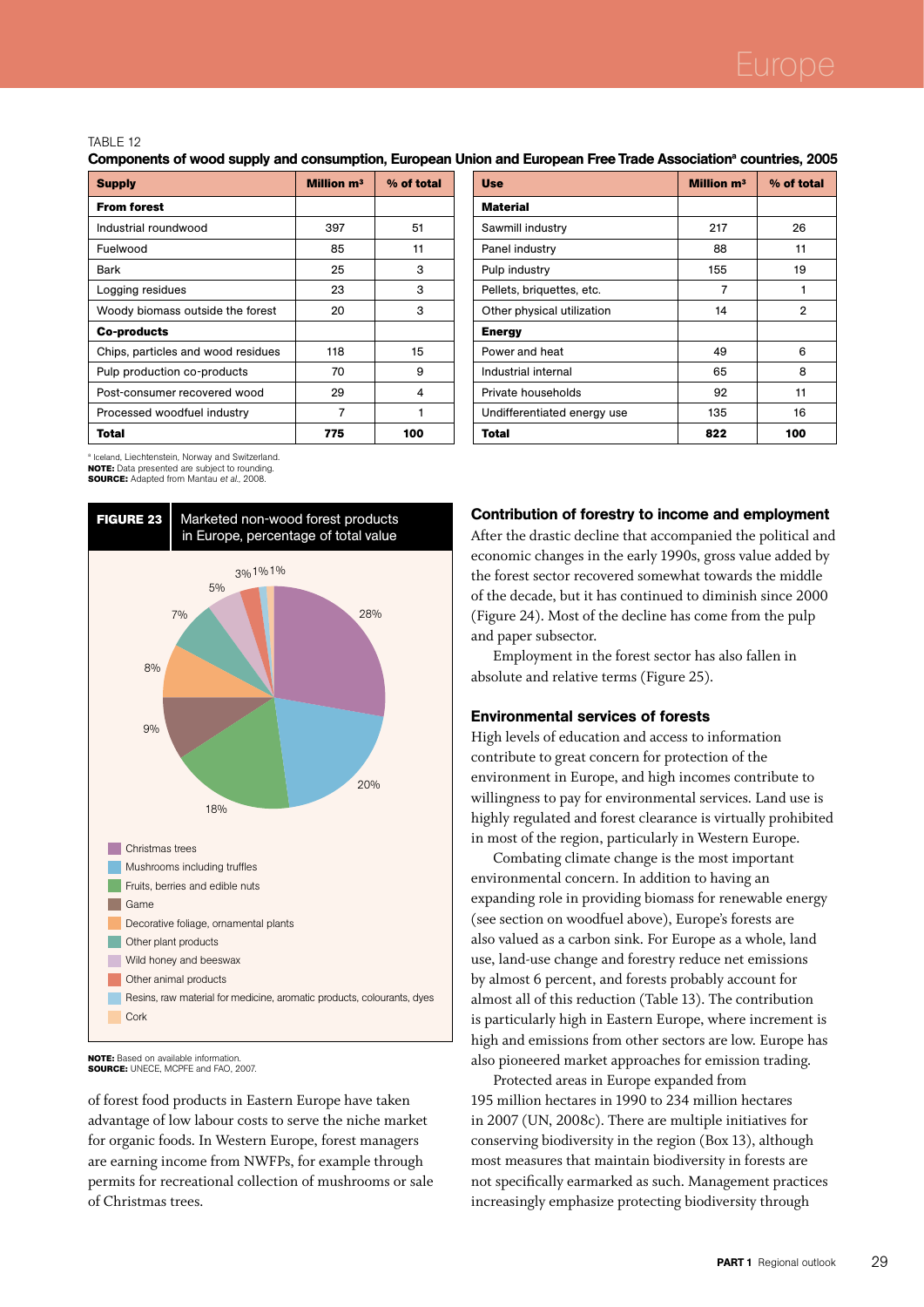TABLE 12

**Components of wood supply and consumption, European Union and European Free Trade Association[a] countries, 2005**

| Supply | Million m³ | % of total |
|---|---|---|
| **From forest** | | |
| Industrial roundwood | 397 | 51 |
| Fuelwood | 85 | 11 |
| Bark | 25 | 3 |
| Logging residues | 23 | 3 |
| Woody biomass outside the forest | 20 | 3 |
| **Co-products** | | |
| Chips, particles and wood residues | 118 | 15 |
| Pulp production co-products | 70 | 9 |
| Post-consumer recovered wood | 29 | 4 |
| Processed woodfuel industry | 7 | 1 |
| **Total** | **775** | **100** |

| Use | Million m³ | % of total |
|---|---|---|
| **Material** | | |
| Sawmill industry | 217 | 26 |
| Panel industry | 88 | 11 |
| Pulp industry | 155 | 19 |
| Pellets, briquettes, etc. | 7 | 1 |
| Other physical utilization | 14 | 2 |
| **Energy** | | |
| Power and heat | 49 | 6 |
| Industrial internal | 65 | 8 |
| Private households | 92 | 11 |
| Undifferentiated energy use | 135 | 16 |
| **Total** | **822** | **100** |

[a] Iceland, Liechtenstein, Norway and Switzerland.
**NOTE:** Data presented are subject to rounding.
**SOURCE:** Adapted from Mantau *et al.*, 2008.

**FIGURE 23** Marketed non-wood forest products in Europe, percentage of total value

- Christmas trees: 28%
- Mushrooms including truffles: 20%
- Fruits, berries and edible nuts: 18%
- Game: 9%
- Decorative foliage, ornamental plants: 8%
- Other plant products: 7%
- Wild honey and beeswax: 5%
- Other animal products: 3%
- Resins, raw material for medicine, aromatic products, colourants, dyes: 1%
- Cork: 1%

**NOTE:** Based on available information.
**SOURCE:** UNECE, MCPFE and FAO, 2007.

of forest food products in Eastern Europe have taken advantage of low labour costs to serve the niche market for organic foods. In Western Europe, forest managers are earning income from NWFPs, for example through permits for recreational collection of mushrooms or sale of Christmas trees.

### Contribution of forestry to income and employment

After the drastic decline that accompanied the political and economic changes in the early 1990s, gross value added by the forest sector recovered somewhat towards the middle of the decade, but it has continued to diminish since 2000 (Figure 24). Most of the decline has come from the pulp and paper subsector.

Employment in the forest sector has also fallen in absolute and relative terms (Figure 25).

### Environmental services of forests

High levels of education and access to information contribute to great concern for protection of the environment in Europe, and high incomes contribute to willingness to pay for environmental services. Land use is highly regulated and forest clearance is virtually prohibited in most of the region, particularly in Western Europe.

Combating climate change is the most important environmental concern. In addition to having an expanding role in providing biomass for renewable energy (see section on woodfuel above), Europe's forests are also valued as a carbon sink. For Europe as a whole, land use, land-use change and forestry reduce net emissions by almost 6 percent, and forests probably account for almost all of this reduction (Table 13). The contribution is particularly high in Eastern Europe, where increment is high and emissions from other sectors are low. Europe has also pioneered market approaches for emission trading.

Protected areas in Europe expanded from 195 million hectares in 1990 to 234 million hectares in 2007 (UN, 2008c). There are multiple initiatives for conserving biodiversity in the region (Box 13), although most measures that maintain biodiversity in forests are not specifically earmarked as such. Management practices increasingly emphasize protecting biodiversity through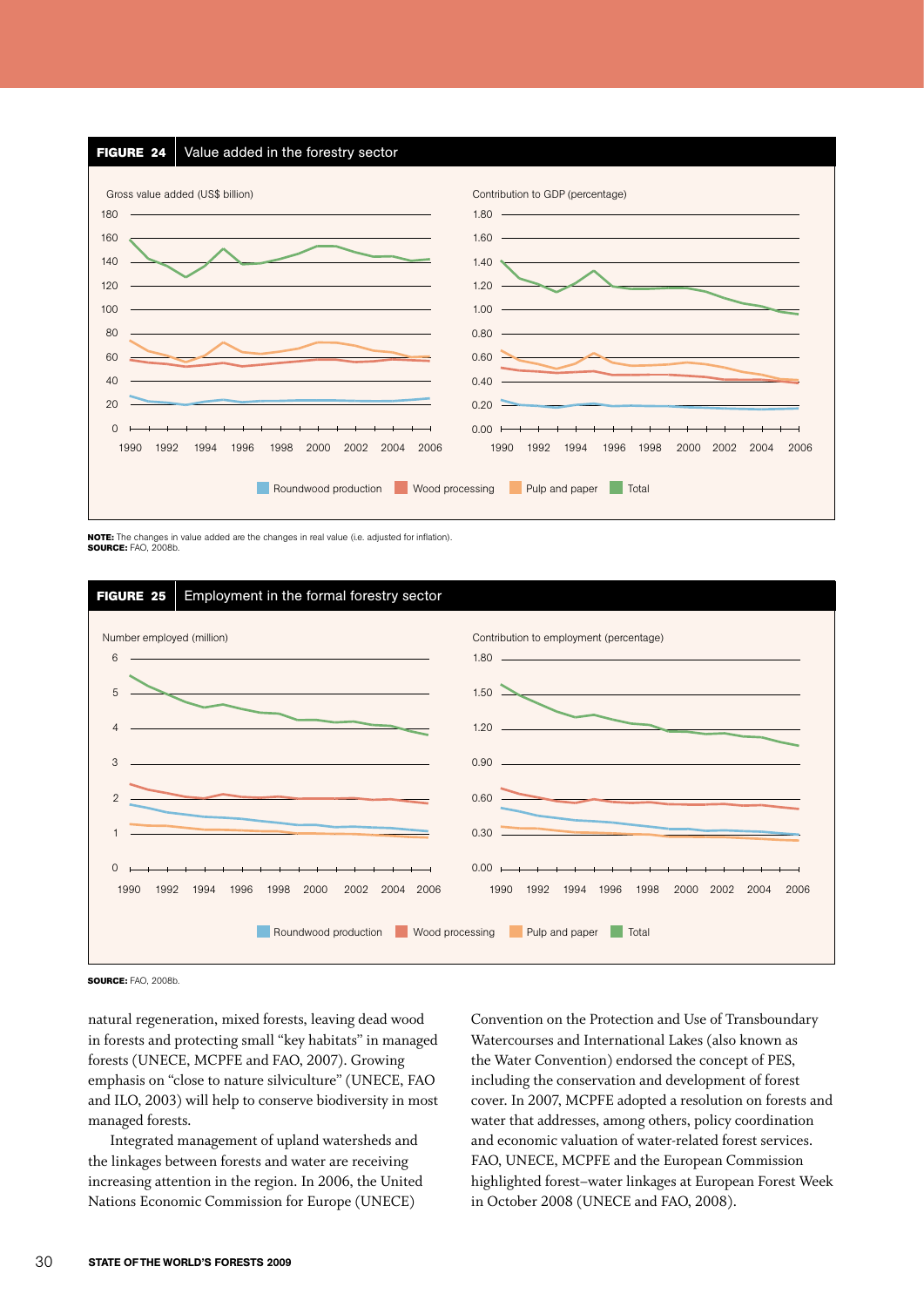**FIGURE 24** Value added in the forestry sector

Gross value added (US$ billion)

Contribution to GDP (percentage)

Roundwood production · Wood processing · Pulp and paper · Total

**NOTE:** The changes in value added are the changes in real value (i.e. adjusted for inflation).
**SOURCE:** FAO, 2008b.

**FIGURE 25** Employment in the formal forestry sector

Number employed (million)

Contribution to employment (percentage)

Roundwood production · Wood processing · Pulp and paper · Total

**SOURCE:** FAO, 2008b.

natural regeneration, mixed forests, leaving dead wood in forests and protecting small "key habitats" in managed forests (UNECE, MCPFE and FAO, 2007). Growing emphasis on "close to nature silviculture" (UNECE, FAO and ILO, 2003) will help to conserve biodiversity in most managed forests.

Integrated management of upland watersheds and the linkages between forests and water are receiving increasing attention in the region. In 2006, the United Nations Economic Commission for Europe (UNECE) Convention on the Protection and Use of Transboundary Watercourses and International Lakes (also known as the Water Convention) endorsed the concept of PES, including the conservation and development of forest cover. In 2007, MCPFE adopted a resolution on forests and water that addresses, among others, policy coordination and economic valuation of water-related forest services. FAO, UNECE, MCPFE and the European Commission highlighted forest–water linkages at European Forest Week in October 2008 (UNECE and FAO, 2008).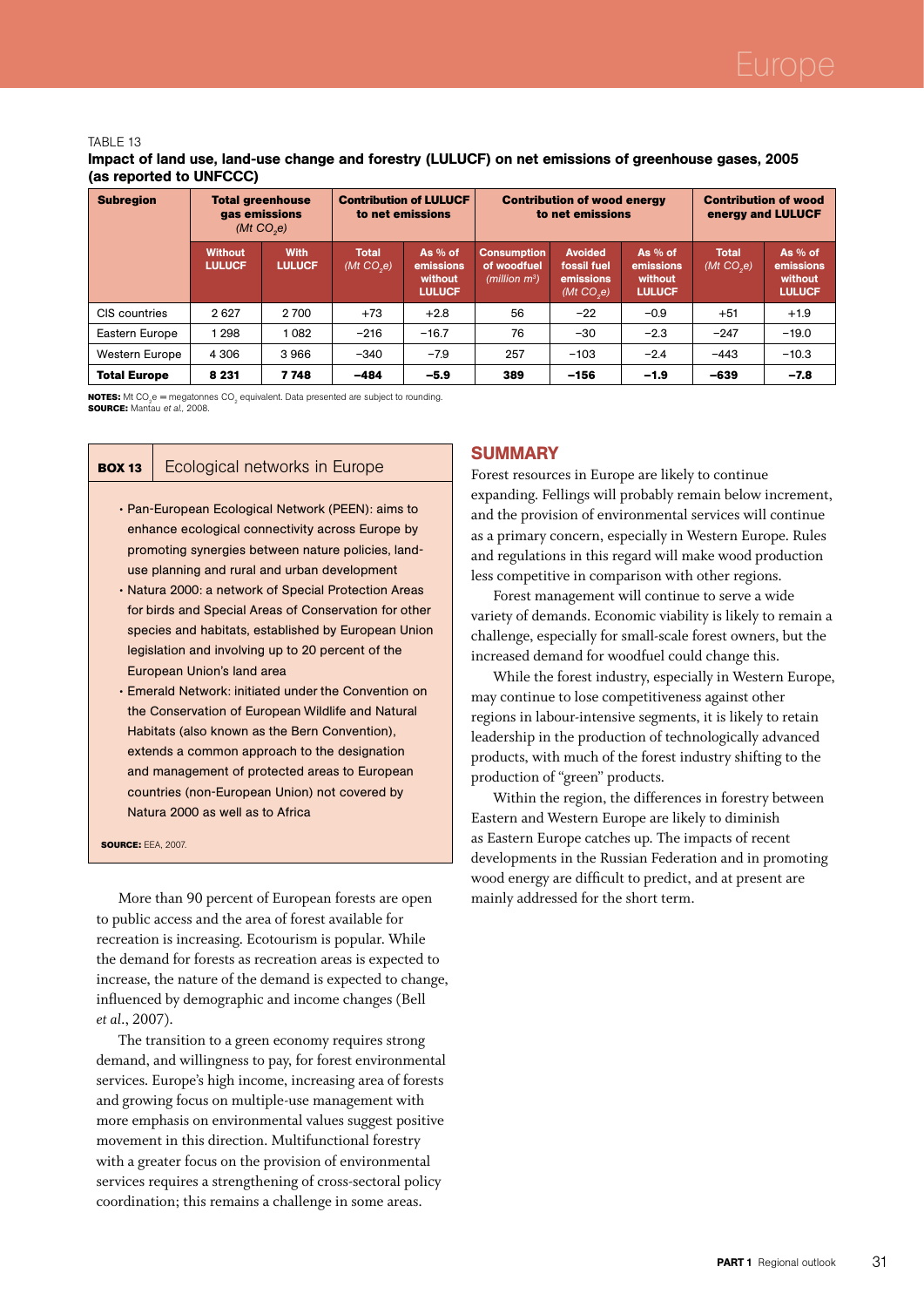TABLE 13

**Impact of land use, land-use change and forestry (LULUCF) on net emissions of greenhouse gases, 2005 (as reported to UNFCCC)**

| Subregion | Total greenhouse gas emissions *(Mt $CO_2e$)* | | Contribution of LULUCF to net emissions | | Contribution of wood energy to net emissions | | | Contribution of wood energy and LULUCF | |
|---|---|---|---|---|---|---|---|---|---|
| | Without LULUCF | With LULUCF | Total *(Mt $CO_2e$)* | As % of emissions without LULUCF | Consumption of woodfuel *(million $m^3$)* | Avoided fossil fuel emissions *(Mt $CO_2e$)* | As % of emissions without LULUCF | Total *(Mt $CO_2e$)* | As % of emissions without LULUCF |
| CIS countries | 2 627 | 2 700 | +73 | +2.8 | 56 | −22 | −0.9 | +51 | +1.9 |
| Eastern Europe | 1 298 | 1 082 | −216 | −16.7 | 76 | −30 | −2.3 | −247 | −19.0 |
| Western Europe | 4 306 | 3 966 | −340 | −7.9 | 257 | −103 | −2.4 | −443 | −10.3 |
| **Total Europe** | **8 231** | **7 748** | **−484** | **−5.9** | **389** | **−156** | **−1.9** | **−639** | **−7.8** |

**NOTES:** Mt $CO_2e$ = megatonnes $CO_2$ equivalent. Data presented are subject to rounding.
**SOURCE:** Mantau *et al.*, 2008.

**BOX 13** Ecological networks in Europe

- Pan-European Ecological Network (PEEN): aims to enhance ecological connectivity across Europe by promoting synergies between nature policies, land-use planning and rural and urban development
- Natura 2000: a network of Special Protection Areas for birds and Special Areas of Conservation for other species and habitats, established by European Union legislation and involving up to 20 percent of the European Union's land area
- Emerald Network: initiated under the Convention on the Conservation of European Wildlife and Natural Habitats (also known as the Bern Convention), extends a common approach to the designation and management of protected areas to European countries (non-European Union) not covered by Natura 2000 as well as to Africa

**SOURCE:** EEA, 2007.

More than 90 percent of European forests are open to public access and the area of forest available for recreation is increasing. Ecotourism is popular. While the demand for forests as recreation areas is expected to increase, the nature of the demand is expected to change, influenced by demographic and income changes (Bell *et al.*, 2007).

The transition to a green economy requires strong demand, and willingness to pay, for forest environmental services. Europe's high income, increasing area of forests and growing focus on multiple-use management with more emphasis on environmental values suggest positive movement in this direction. Multifunctional forestry with a greater focus on the provision of environmental services requires a strengthening of cross-sectoral policy coordination; this remains a challenge in some areas.

## SUMMARY

Forest resources in Europe are likely to continue expanding. Fellings will probably remain below increment, and the provision of environmental services will continue as a primary concern, especially in Western Europe. Rules and regulations in this regard will make wood production less competitive in comparison with other regions.

Forest management will continue to serve a wide variety of demands. Economic viability is likely to remain a challenge, especially for small-scale forest owners, but the increased demand for woodfuel could change this.

While the forest industry, especially in Western Europe, may continue to lose competitiveness against other regions in labour-intensive segments, it is likely to retain leadership in the production of technologically advanced products, with much of the forest industry shifting to the production of "green" products.

Within the region, the differences in forestry between Eastern and Western Europe are likely to diminish as Eastern Europe catches up. The impacts of recent developments in the Russian Federation and in promoting wood energy are difficult to predict, and at present are mainly addressed for the short term.